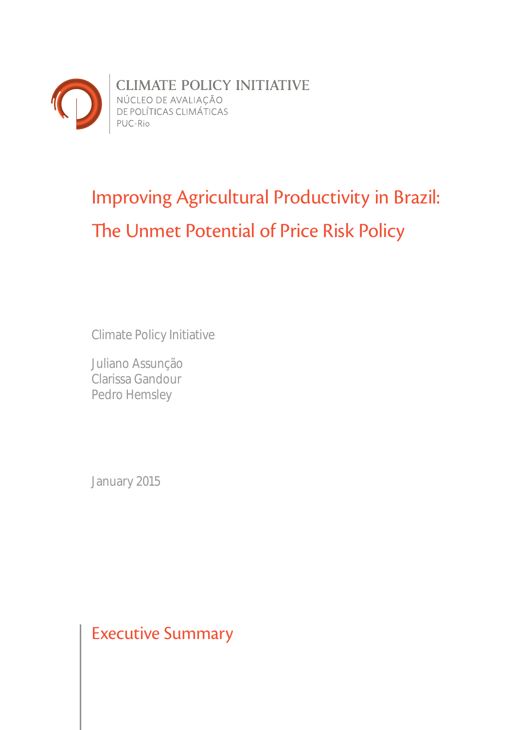CLIMATE POLICY INITIATIVE
NÚCLEO DE AVALIAÇÃO
DE POLÍTICAS CLIMÁTICAS
PUC-Rio

# Improving Agricultural Productivity in Brazil: The Unmet Potential of Price Risk Policy

Climate Policy Initiative

Juliano Assunção
Clarissa Gandour
Pedro Hemsley

January 2015

## Executive Summary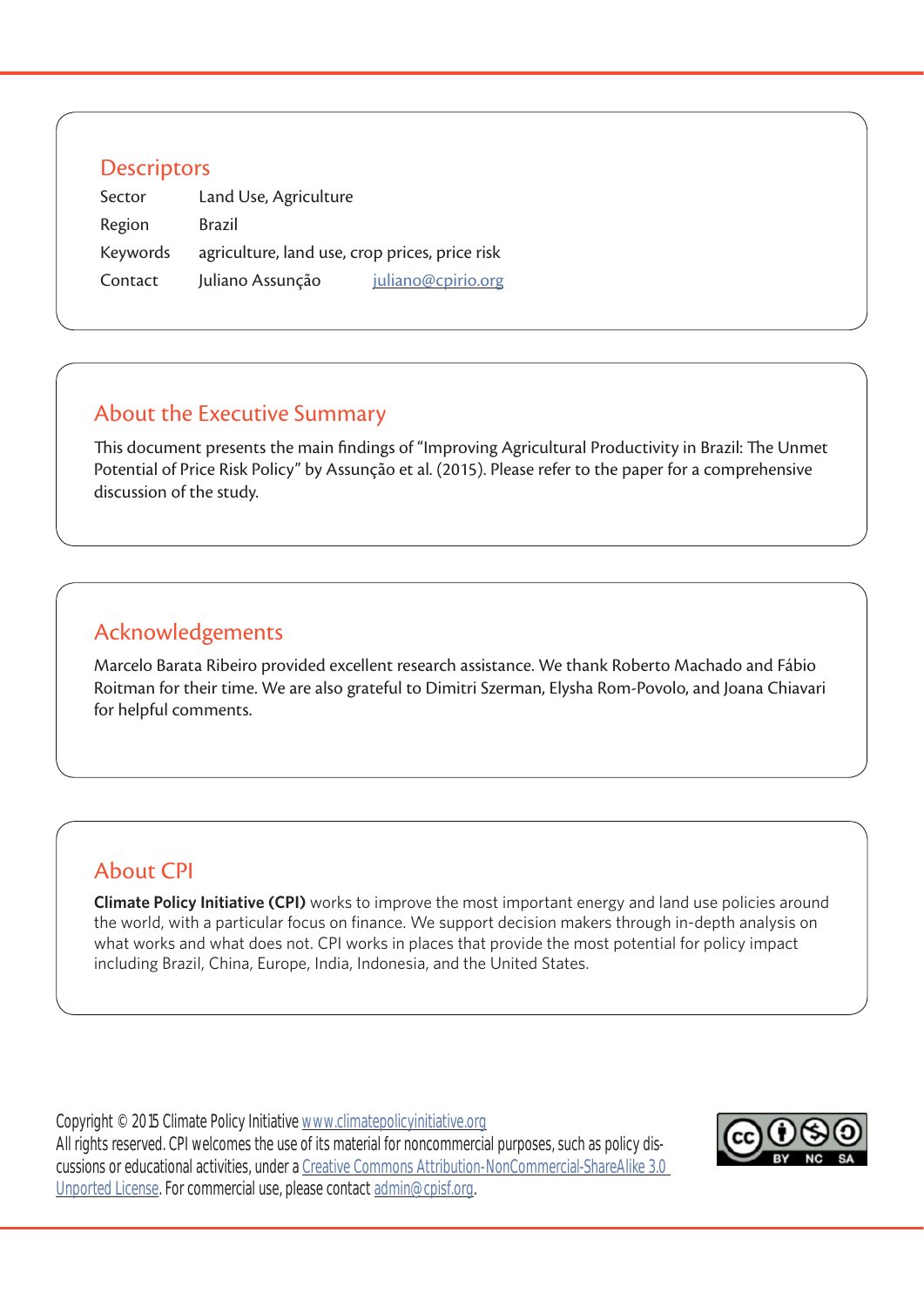## Descriptors

| | | |
|---|---|---|
| Sector | Land Use, Agriculture | |
| Region | Brazil | |
| Keywords | agriculture, land use, crop prices, price risk | |
| Contact | Juliano Assunção | juliano@cpirio.org |

## About the Executive Summary

This document presents the main findings of "Improving Agricultural Productivity in Brazil: The Unmet Potential of Price Risk Policy" by Assunção et al. (2015). Please refer to the paper for a comprehensive discussion of the study.

## Acknowledgements

Marcelo Barata Ribeiro provided excellent research assistance. We thank Roberto Machado and Fábio Roitman for their time. We are also grateful to Dimitri Szerman, Elysha Rom-Povolo, and Joana Chiavari for helpful comments.

## About CPI

**Climate Policy Initiative (CPI)** works to improve the most important energy and land use policies around the world, with a particular focus on finance. We support decision makers through in-depth analysis on what works and what does not. CPI works in places that provide the most potential for policy impact including Brazil, China, Europe, India, Indonesia, and the United States.

Copyright © 2015 Climate Policy Initiative www.climatepolicyinitiative.org
All rights reserved. CPI welcomes the use of its material for noncommercial purposes, such as policy discussions or educational activities, under a Creative Commons Attribution-NonCommercial-ShareAlike 3.0 Unported License. For commercial use, please contact admin@cpisf.org.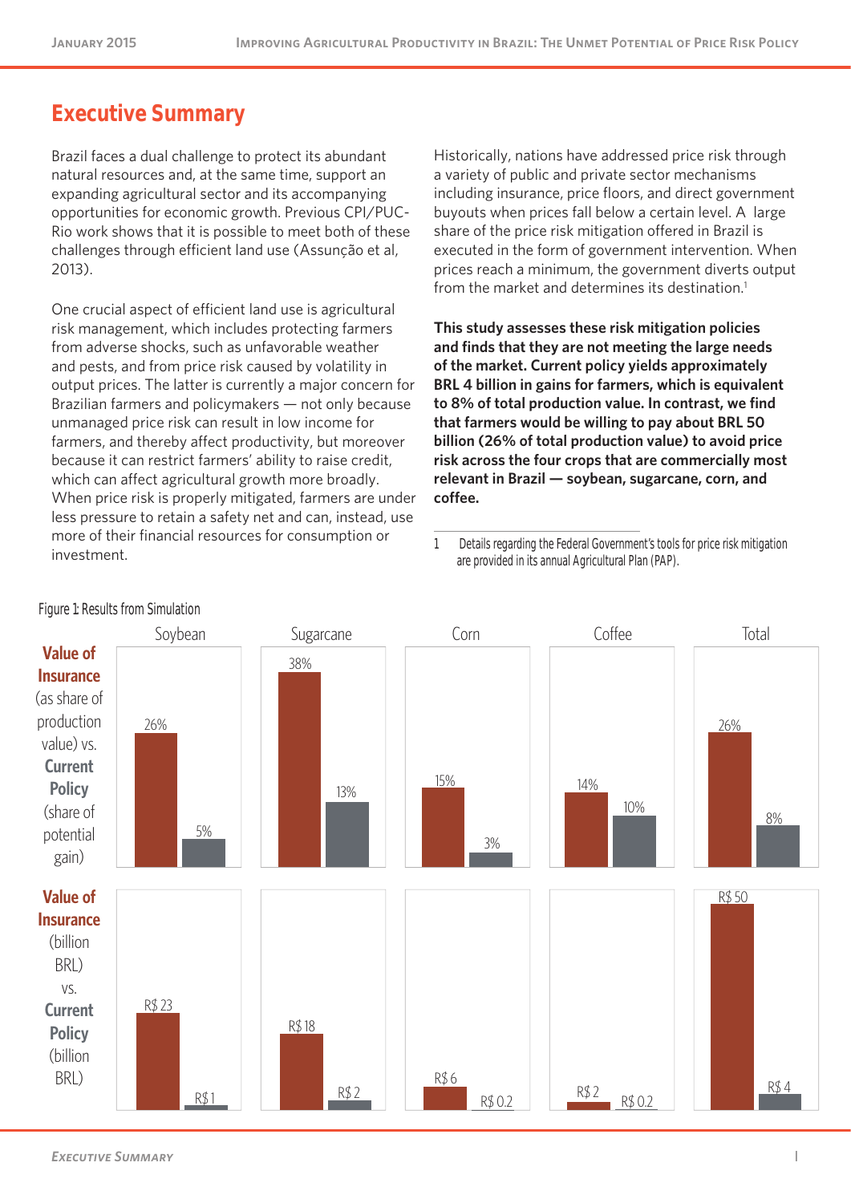## Executive Summary

Brazil faces a dual challenge to protect its abundant natural resources and, at the same time, support an expanding agricultural sector and its accompanying opportunities for economic growth. Previous CPI/PUC-Rio work shows that it is possible to meet both of these challenges through efficient land use (Assunção et al, 2013).

One crucial aspect of efficient land use is agricultural risk management, which includes protecting farmers from adverse shocks, such as unfavorable weather and pests, and from price risk caused by volatility in output prices. The latter is currently a major concern for Brazilian farmers and policymakers — not only because unmanaged price risk can result in low income for farmers, and thereby affect productivity, but moreover because it can restrict farmers' ability to raise credit, which can affect agricultural growth more broadly. When price risk is properly mitigated, farmers are under less pressure to retain a safety net and can, instead, use more of their financial resources for consumption or investment.

Historically, nations have addressed price risk through a variety of public and private sector mechanisms including insurance, price floors, and direct government buyouts when prices fall below a certain level. A large share of the price risk mitigation offered in Brazil is executed in the form of government intervention. When prices reach a minimum, the government diverts output from the market and determines its destination.[1]

**This study assesses these risk mitigation policies and finds that they are not meeting the large needs of the market. Current policy yields approximately BRL 4 billion in gains for farmers, which is equivalent to 8% of total production value. In contrast, we find that farmers would be willing to pay about BRL 50 billion (26% of total production value) to avoid price risk across the four crops that are commercially most relevant in Brazil — soybean, sugarcane, corn, and coffee.**

1 Details regarding the Federal Government's tools for price risk mitigation are provided in its annual Agricultural Plan (PAP).

Figure 1: Results from Simulation

| | Soybean | Sugarcane | Corn | Coffee | Total |
|---|---|---|---|---|---|
| **Value of Insurance** (as share of production value) | 26% | 38% | 15% | 14% | 26% |
| **Current Policy** (share of potential gain) | 5% | 13% | 3% | 10% | 8% |
| **Value of Insurance** (billion BRL) | R$ 23 | R$ 18 | R$ 6 | R$ 2 | R$ 50 |
| **Current Policy** (billion BRL) | R$ 1 | R$ 2 | R$ 0.2 | R$ 0.2 | R$ 4 |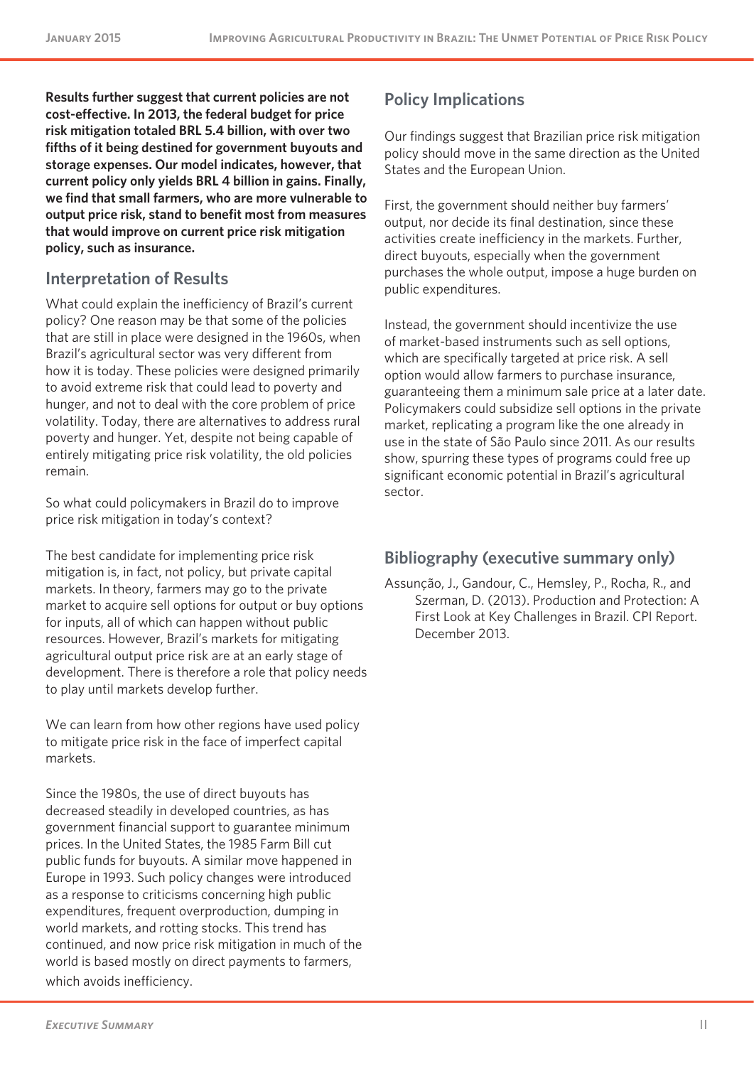**Results further suggest that current policies are not cost-effective. In 2013, the federal budget for price risk mitigation totaled BRL 5.4 billion, with over two fifths of it being destined for government buyouts and storage expenses. Our model indicates, however, that current policy only yields BRL 4 billion in gains. Finally, we find that small farmers, who are more vulnerable to output price risk, stand to benefit most from measures that would improve on current price risk mitigation policy, such as insurance.**

## Interpretation of Results

What could explain the inefficiency of Brazil's current policy? One reason may be that some of the policies that are still in place were designed in the 1960s, when Brazil's agricultural sector was very different from how it is today. These policies were designed primarily to avoid extreme risk that could lead to poverty and hunger, and not to deal with the core problem of price volatility. Today, there are alternatives to address rural poverty and hunger. Yet, despite not being capable of entirely mitigating price risk volatility, the old policies remain.

So what could policymakers in Brazil do to improve price risk mitigation in today's context?

The best candidate for implementing price risk mitigation is, in fact, not policy, but private capital markets. In theory, farmers may go to the private market to acquire sell options for output or buy options for inputs, all of which can happen without public resources. However, Brazil's markets for mitigating agricultural output price risk are at an early stage of development. There is therefore a role that policy needs to play until markets develop further.

We can learn from how other regions have used policy to mitigate price risk in the face of imperfect capital markets.

Since the 1980s, the use of direct buyouts has decreased steadily in developed countries, as has government financial support to guarantee minimum prices. In the United States, the 1985 Farm Bill cut public funds for buyouts. A similar move happened in Europe in 1993. Such policy changes were introduced as a response to criticisms concerning high public expenditures, frequent overproduction, dumping in world markets, and rotting stocks. This trend has continued, and now price risk mitigation in much of the world is based mostly on direct payments to farmers, which avoids inefficiency.

## Policy Implications

Our findings suggest that Brazilian price risk mitigation policy should move in the same direction as the United States and the European Union.

First, the government should neither buy farmers' output, nor decide its final destination, since these activities create inefficiency in the markets. Further, direct buyouts, especially when the government purchases the whole output, impose a huge burden on public expenditures.

Instead, the government should incentivize the use of market-based instruments such as sell options, which are specifically targeted at price risk. A sell option would allow farmers to purchase insurance, guaranteeing them a minimum sale price at a later date. Policymakers could subsidize sell options in the private market, replicating a program like the one already in use in the state of São Paulo since 2011. As our results show, spurring these types of programs could free up significant economic potential in Brazil's agricultural sector.

## Bibliography (executive summary only)

Assunção, J., Gandour, C., Hemsley, P., Rocha, R., and Szerman, D. (2013). Production and Protection: A First Look at Key Challenges in Brazil. CPI Report. December 2013.